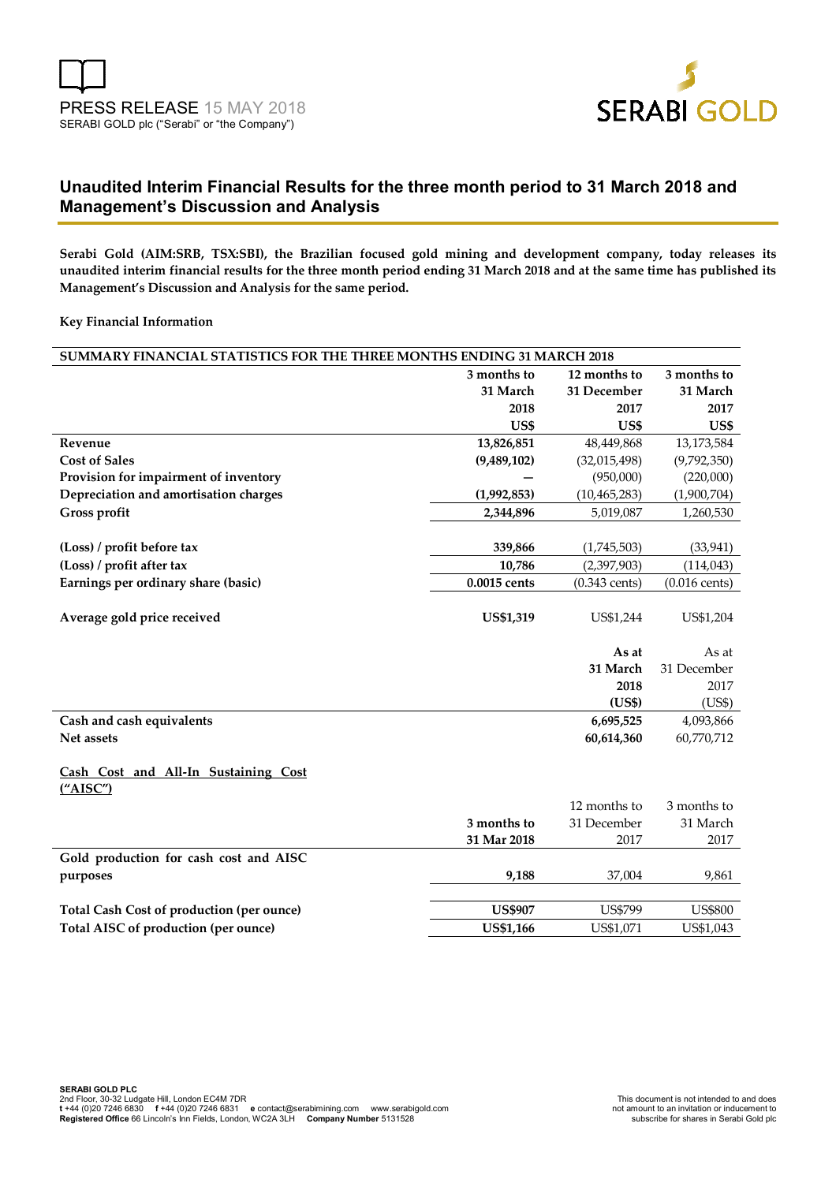PRESS RELEASE 15 MAY 2018

SERABI GOLD plc ("Serabi" or "the Company")

# Unaudited Interim Financial Results for the three month period to 31 March 2018 and Management's Discussion and Analysis

**Serabi Gold (AIM:SRB, TSX:SBI), the Brazilian focused gold mining and development company, today releases its unaudited interim financial results for the three month period ending 31 March 2018 and at the same time has published its Management's Discussion and Analysis for the same period.**

**Key Financial Information**

| SUMMARY FINANCIAL STATISTICS FOR THE THREE MONTHS ENDING 31 MARCH 2018 | | | |
|---|---|---|---|
| | **3 months to 31 March 2018 US$** | **12 months to 31 December 2017 US$** | **3 months to 31 March 2017 US$** |
| **Revenue** | **13,826,851** | 48,449,868 | 13,173,584 |
| **Cost of Sales** | **(9,489,102)** | (32,015,498) | (9,792,350) |
| **Provision for impairment of inventory** | **—** | (950,000) | (220,000) |
| **Depreciation and amortisation charges** | **(1,992,853)** | (10,465,283) | (1,900,704) |
| **Gross profit** | **2,344,896** | 5,019,087 | 1,260,530 |
| | | | |
| **(Loss) / profit before tax** | **339,866** | (1,745,503) | (33,941) |
| **(Loss) / profit after tax** | **10,786** | (2,397,903) | (114,043) |
| **Earnings per ordinary share (basic)** | **0.0015 cents** | (0.343 cents) | (0.016 cents) |
| | | | |
| **Average gold price received** | **US$1,319** | US$1,244 | US$1,204 |

| | **As at 31 March 2018 (US$)** | As at 31 December 2017 (US$) |
|---|---|---|
| **Cash and cash equivalents** | **6,695,525** | 4,093,866 |
| **Net assets** | **60,614,360** | 60,770,712 |

**<u>Cash Cost and All-In Sustaining Cost ("AISC")</u>**

| | **3 months to 31 Mar 2018** | 12 months to 31 December 2017 | 3 months to 31 March 2017 |
|---|---|---|---|
| **Gold production for cash cost and AISC purposes** | **9,188** | 37,004 | 9,861 |
| | | | |
| **Total Cash Cost of production (per ounce)** | **US$907** | US$799 | US$800 |
| **Total AISC of production (per ounce)** | **US$1,166** | US$1,071 | US$1,043 |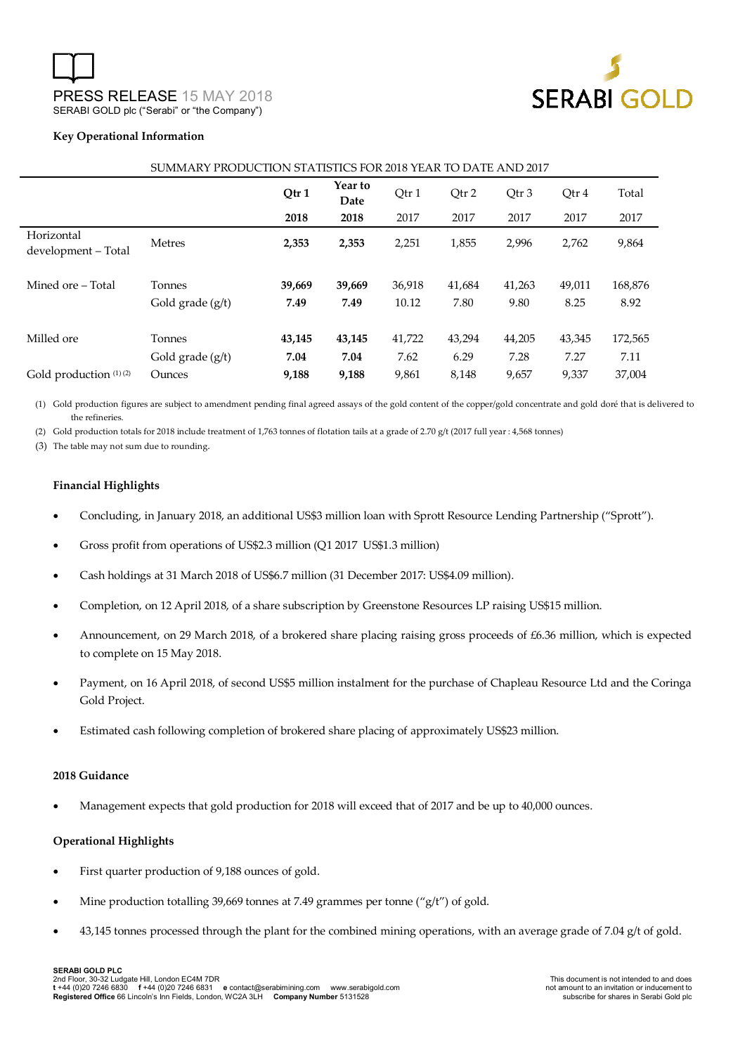PRESS RELEASE 15 MAY 2018

SERABI GOLD plc ("Serabi" or "the Company")

**Key Operational Information**

SUMMARY PRODUCTION STATISTICS FOR 2018 YEAR TO DATE AND 2017

| | | Qtr 1 2018 | Year to Date 2018 | Qtr 1 2017 | Qtr 2 2017 | Qtr 3 2017 | Qtr 4 2017 | Total 2017 |
|---|---|---|---|---|---|---|---|---|
| Horizontal development – Total | Metres | **2,353** | **2,353** | 2,251 | 1,855 | 2,996 | 2,762 | 9,864 |
| Mined ore – Total | Tonnes | **39,669** | **39,669** | 36,918 | 41,684 | 41,263 | 49,011 | 168,876 |
| | Gold grade (g/t) | **7.49** | **7.49** | 10.12 | 7.80 | 9.80 | 8.25 | 8.92 |
| Milled ore | Tonnes | **43,145** | **43,145** | 41,722 | 43,294 | 44,205 | 43,345 | 172,565 |
| | Gold grade (g/t) | **7.04** | **7.04** | 7.62 | 6.29 | 7.28 | 7.27 | 7.11 |
| Gold production (1) (2) | Ounces | **9,188** | **9,188** | 9,861 | 8,148 | 9,657 | 9,337 | 37,004 |

(1) Gold production figures are subject to amendment pending final agreed assays of the gold content of the copper/gold concentrate and gold doré that is delivered to the refineries.

(2) Gold production totals for 2018 include treatment of 1,763 tonnes of flotation tails at a grade of 2.70 g/t (2017 full year : 4,568 tonnes)

(3) The table may not sum due to rounding.

**Financial Highlights**

- Concluding, in January 2018, an additional US$3 million loan with Sprott Resource Lending Partnership ("Sprott").
- Gross profit from operations of US$2.3 million (Q1 2017 US$1.3 million)
- Cash holdings at 31 March 2018 of US$6.7 million (31 December 2017: US$4.09 million).
- Completion, on 12 April 2018, of a share subscription by Greenstone Resources LP raising US$15 million.
- Announcement, on 29 March 2018, of a brokered share placing raising gross proceeds of £6.36 million, which is expected to complete on 15 May 2018.
- Payment, on 16 April 2018, of second US$5 million instalment for the purchase of Chapleau Resource Ltd and the Coringa Gold Project.
- Estimated cash following completion of brokered share placing of approximately US$23 million.

**2018 Guidance**

- Management expects that gold production for 2018 will exceed that of 2017 and be up to 40,000 ounces.

**Operational Highlights**

- First quarter production of 9,188 ounces of gold.
- Mine production totalling 39,669 tonnes at 7.49 grammes per tonne ("g/t") of gold.
- 43,145 tonnes processed through the plant for the combined mining operations, with an average grade of 7.04 g/t of gold.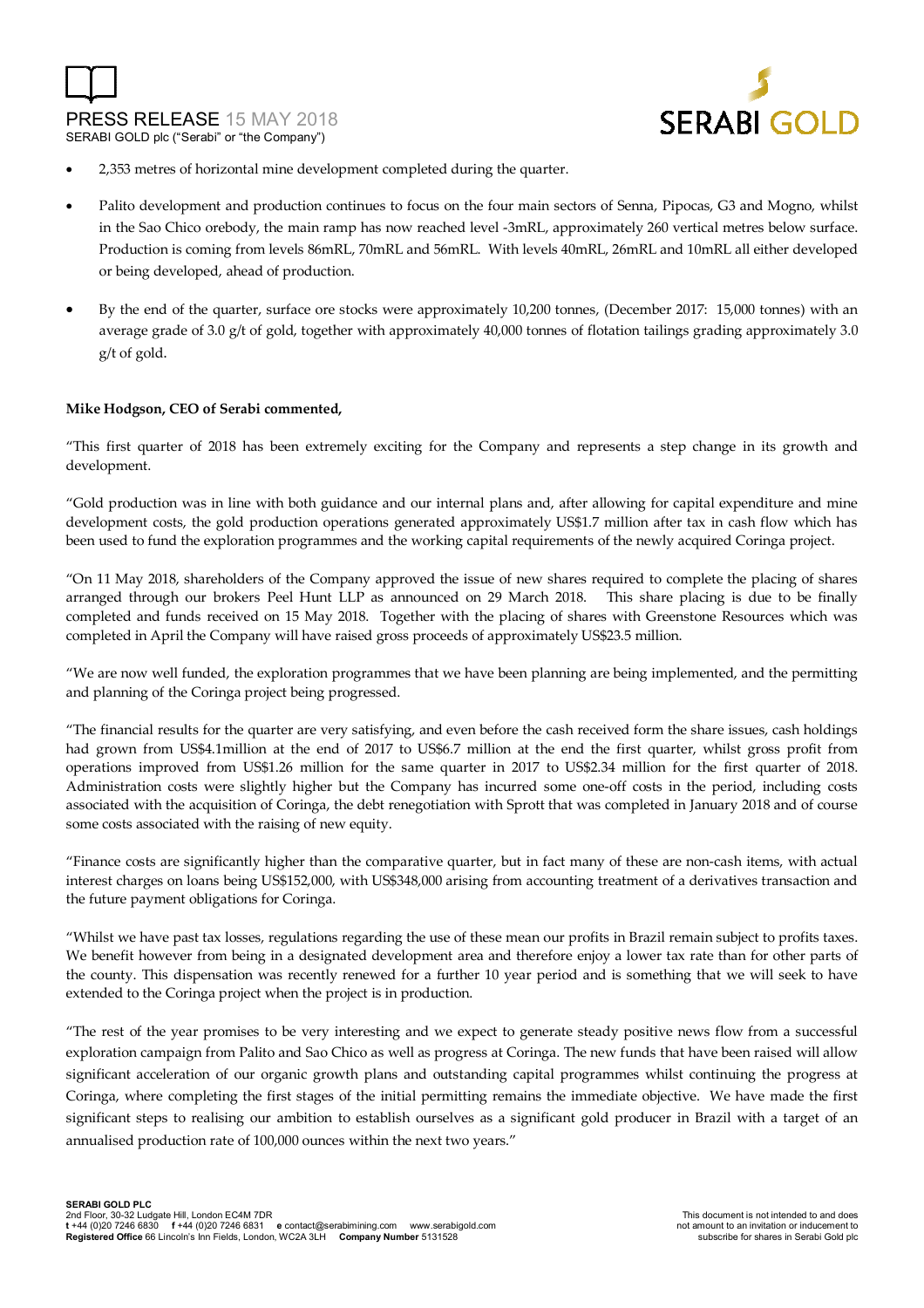- 2,353 metres of horizontal mine development completed during the quarter.
- Palito development and production continues to focus on the four main sectors of Senna, Pipocas, G3 and Mogno, whilst in the Sao Chico orebody, the main ramp has now reached level -3mRL, approximately 260 vertical metres below surface. Production is coming from levels 86mRL, 70mRL and 56mRL. With levels 40mRL, 26mRL and 10mRL all either developed or being developed, ahead of production.
- By the end of the quarter, surface ore stocks were approximately 10,200 tonnes, (December 2017: 15,000 tonnes) with an average grade of 3.0 g/t of gold, together with approximately 40,000 tonnes of flotation tailings grading approximately 3.0 g/t of gold.

**Mike Hodgson, CEO of Serabi commented,**

"This first quarter of 2018 has been extremely exciting for the Company and represents a step change in its growth and development.

"Gold production was in line with both guidance and our internal plans and, after allowing for capital expenditure and mine development costs, the gold production operations generated approximately US$1.7 million after tax in cash flow which has been used to fund the exploration programmes and the working capital requirements of the newly acquired Coringa project.

"On 11 May 2018, shareholders of the Company approved the issue of new shares required to complete the placing of shares arranged through our brokers Peel Hunt LLP as announced on 29 March 2018. This share placing is due to be finally completed and funds received on 15 May 2018. Together with the placing of shares with Greenstone Resources which was completed in April the Company will have raised gross proceeds of approximately US$23.5 million.

"We are now well funded, the exploration programmes that we have been planning are being implemented, and the permitting and planning of the Coringa project being progressed.

"The financial results for the quarter are very satisfying, and even before the cash received form the share issues, cash holdings had grown from US$4.1million at the end of 2017 to US$6.7 million at the end the first quarter, whilst gross profit from operations improved from US$1.26 million for the same quarter in 2017 to US$2.34 million for the first quarter of 2018. Administration costs were slightly higher but the Company has incurred some one-off costs in the period, including costs associated with the acquisition of Coringa, the debt renegotiation with Sprott that was completed in January 2018 and of course some costs associated with the raising of new equity.

"Finance costs are significantly higher than the comparative quarter, but in fact many of these are non-cash items, with actual interest charges on loans being US$152,000, with US$348,000 arising from accounting treatment of a derivatives transaction and the future payment obligations for Coringa.

"Whilst we have past tax losses, regulations regarding the use of these mean our profits in Brazil remain subject to profits taxes. We benefit however from being in a designated development area and therefore enjoy a lower tax rate than for other parts of the county. This dispensation was recently renewed for a further 10 year period and is something that we will seek to have extended to the Coringa project when the project is in production.

"The rest of the year promises to be very interesting and we expect to generate steady positive news flow from a successful exploration campaign from Palito and Sao Chico as well as progress at Coringa. The new funds that have been raised will allow significant acceleration of our organic growth plans and outstanding capital programmes whilst continuing the progress at Coringa, where completing the first stages of the initial permitting remains the immediate objective. We have made the first significant steps to realising our ambition to establish ourselves as a significant gold producer in Brazil with a target of an annualised production rate of 100,000 ounces within the next two years."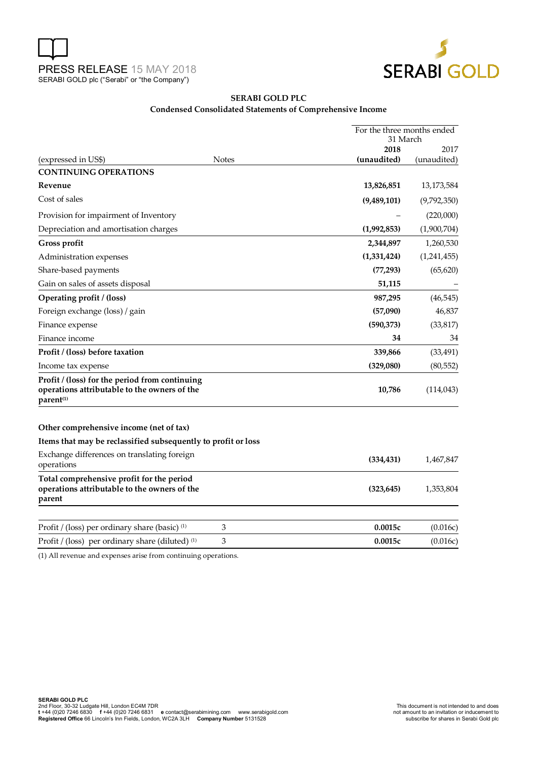PRESS RELEASE 15 MAY 2018
SERABI GOLD plc ("Serabi" or "the Company")

## SERABI GOLD PLC

### Condensed Consolidated Statements of Comprehensive Income

| (expressed in US$) | Notes | For the three months ended 31 March 2018 (unaudited) | 2017 (unaudited) |
|---|---|---|---|
| **CONTINUING OPERATIONS** | | | |
| **Revenue** | | **13,826,851** | 13,173,584 |
| Cost of sales | | **(9,489,101)** | (9,792,350) |
| Provision for impairment of Inventory | | – | (220,000) |
| Depreciation and amortisation charges | | **(1,992,853)** | (1,900,704) |
| **Gross profit** | | **2,344,897** | 1,260,530 |
| Administration expenses | | **(1,331,424)** | (1,241,455) |
| Share-based payments | | **(77,293)** | (65,620) |
| Gain on sales of assets disposal | | **51,115** | – |
| **Operating profit / (loss)** | | **987,295** | (46,545) |
| Foreign exchange (loss) / gain | | **(57,090)** | 46,837 |
| Finance expense | | **(590,373)** | (33,817) |
| Finance income | | **34** | 34 |
| **Profit / (loss) before taxation** | | **339,866** | (33,491) |
| Income tax expense | | **(329,080)** | (80,552) |
| **Profit / (loss) for the period from continuing operations attributable to the owners of the parent[(1)]** | | **10,786** | (114,043) |
| | | | |
| **Other comprehensive income (net of tax)** | | | |
| **Items that may be reclassified subsequently to profit or loss** | | | |
| Exchange differences on translating foreign operations | | **(334,431)** | 1,467,847 |
| **Total comprehensive profit for the period operations attributable to the owners of the parent** | | **(323,645)** | 1,353,804 |
| | | | |
| Profit / (loss) per ordinary share (basic) [(1)] | 3 | **0.0015c** | (0.016c) |
| Profit / (loss) per ordinary share (diluted) [(1)] | 3 | **0.0015c** | (0.016c) |

(1) All revenue and expenses arise from continuing operations.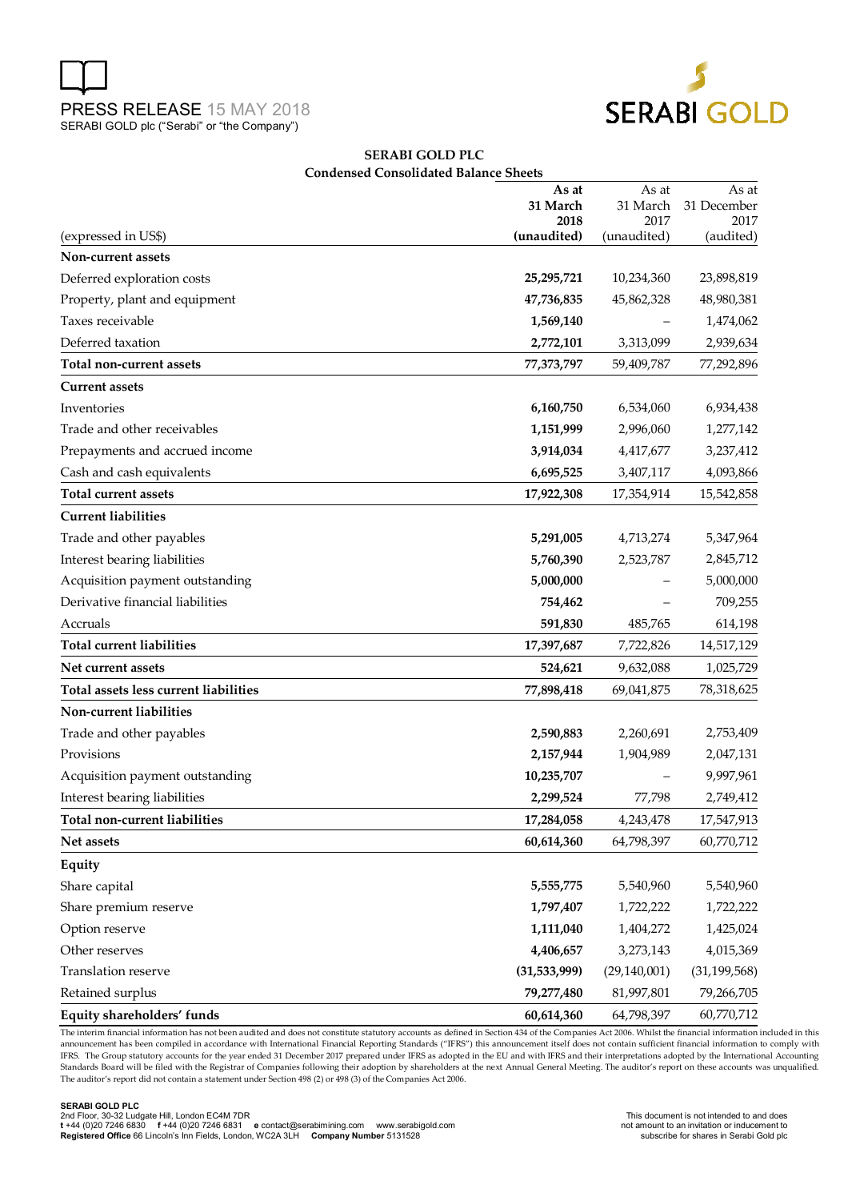PRESS RELEASE 15 MAY 2018
SERABI GOLD plc ("Serabi" or "the Company")

## SERABI GOLD PLC

### Condensed Consolidated Balance Sheets

| (expressed in US$) | As at 31 March 2018 (unaudited) | As at 31 March 2017 (unaudited) | As at 31 December 2017 (audited) |
|---|---|---|---|
| **Non-current assets** | | | |
| Deferred exploration costs | **25,295,721** | 10,234,360 | 23,898,819 |
| Property, plant and equipment | **47,736,835** | 45,862,328 | 48,980,381 |
| Taxes receivable | **1,569,140** | – | 1,474,062 |
| Deferred taxation | **2,772,101** | 3,313,099 | 2,939,634 |
| **Total non-current assets** | **77,373,797** | 59,409,787 | 77,292,896 |
| **Current assets** | | | |
| Inventories | **6,160,750** | 6,534,060 | 6,934,438 |
| Trade and other receivables | **1,151,999** | 2,996,060 | 1,277,142 |
| Prepayments and accrued income | **3,914,034** | 4,417,677 | 3,237,412 |
| Cash and cash equivalents | **6,695,525** | 3,407,117 | 4,093,866 |
| **Total current assets** | **17,922,308** | 17,354,914 | 15,542,858 |
| **Current liabilities** | | | |
| Trade and other payables | **5,291,005** | 4,713,274 | 5,347,964 |
| Interest bearing liabilities | **5,760,390** | 2,523,787 | 2,845,712 |
| Acquisition payment outstanding | **5,000,000** | – | 5,000,000 |
| Derivative financial liabilities | **754,462** | – | 709,255 |
| Accruals | **591,830** | 485,765 | 614,198 |
| **Total current liabilities** | **17,397,687** | 7,722,826 | 14,517,129 |
| **Net current assets** | **524,621** | 9,632,088 | 1,025,729 |
| **Total assets less current liabilities** | **77,898,418** | 69,041,875 | 78,318,625 |
| **Non-current liabilities** | | | |
| Trade and other payables | **2,590,883** | 2,260,691 | 2,753,409 |
| Provisions | **2,157,944** | 1,904,989 | 2,047,131 |
| Acquisition payment outstanding | **10,235,707** | – | 9,997,961 |
| Interest bearing liabilities | **2,299,524** | 77,798 | 2,749,412 |
| **Total non-current liabilities** | **17,284,058** | 4,243,478 | 17,547,913 |
| **Net assets** | **60,614,360** | 64,798,397 | 60,770,712 |
| **Equity** | | | |
| Share capital | **5,555,775** | 5,540,960 | 5,540,960 |
| Share premium reserve | **1,797,407** | 1,722,222 | 1,722,222 |
| Option reserve | **1,111,040** | 1,404,272 | 1,425,024 |
| Other reserves | **4,406,657** | 3,273,143 | 4,015,369 |
| Translation reserve | **(31,533,999)** | (29,140,001) | (31,199,568) |
| Retained surplus | **79,277,480** | 81,997,801 | 79,266,705 |
| **Equity shareholders' funds** | **60,614,360** | 64,798,397 | 60,770,712 |

The interim financial information has not been audited and does not constitute statutory accounts as defined in Section 434 of the Companies Act 2006. Whilst the financial information included in this announcement has been compiled in accordance with International Financial Reporting Standards ("IFRS") this announcement itself does not contain sufficient financial information to comply with IFRS. The Group statutory accounts for the year ended 31 December 2017 prepared under IFRS as adopted in the EU and with IFRS and their interpretations adopted by the International Accounting Standards Board will be filed with the Registrar of Companies following their adoption by shareholders at the next Annual General Meeting. The auditor's report on these accounts was unqualified. The auditor's report did not contain a statement under Section 498 (2) or 498 (3) of the Companies Act 2006.

**SERABI GOLD PLC**
2nd Floor, 30-32 Ludgate Hill, London EC4M 7DR
**t** +44 (0)20 7246 6830 **f** +44 (0)20 7246 6831 **e** contact@serabimining.com www.serabigold.com
**Registered Office** 66 Lincoln's Inn Fields, London, WC2A 3LH **Company Number** 5131528

This document is not intended to and does not amount to an invitation or inducement to subscribe for shares in Serabi Gold plc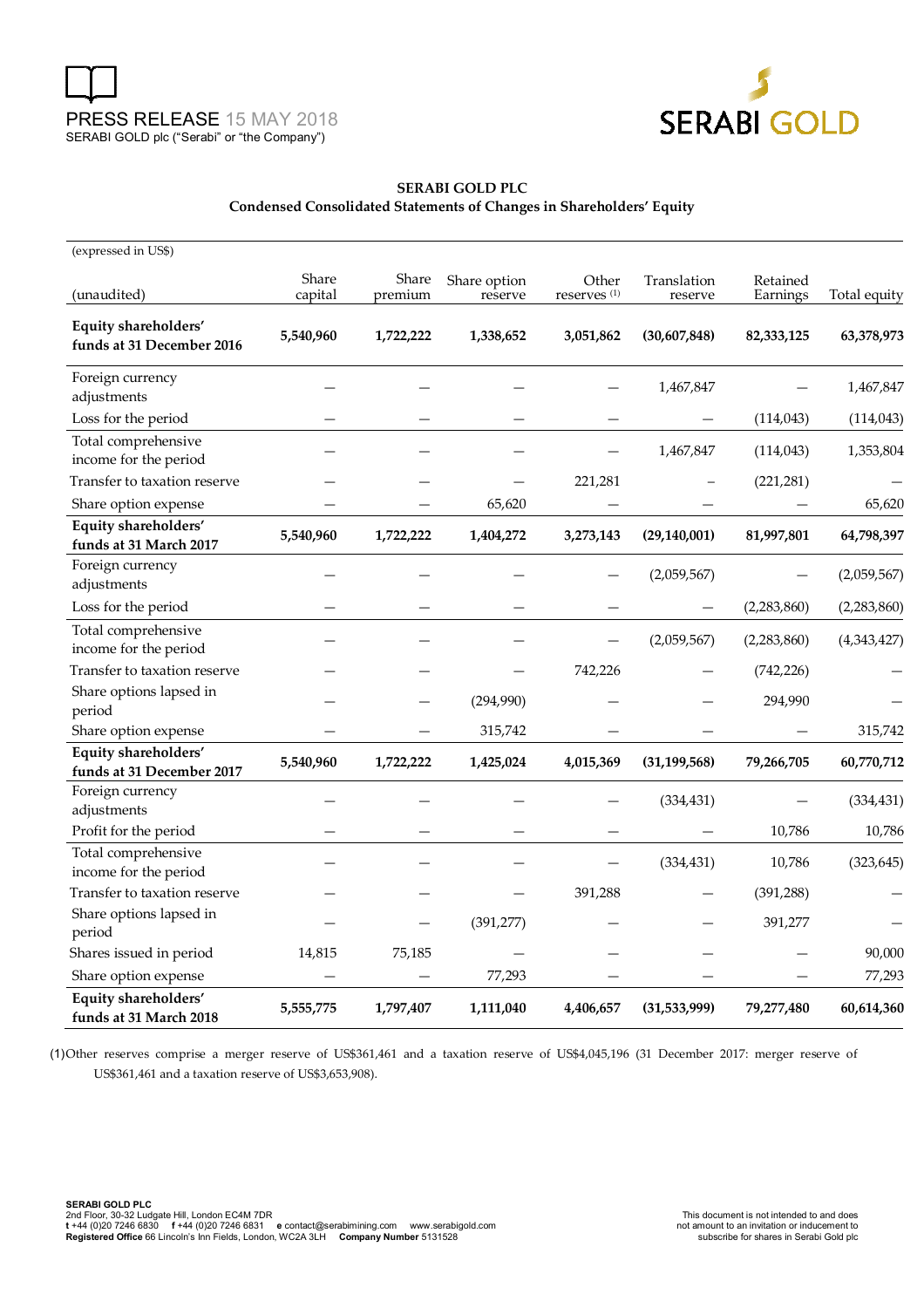**SERABI GOLD PLC**
**Condensed Consolidated Statements of Changes in Shareholders' Equity**

| (expressed in US$) (unaudited) | Share capital | Share premium | Share option reserve | Other reserves [1] | Translation reserve | Retained Earnings | Total equity |
|---|---|---|---|---|---|---|---|
| **Equity shareholders' funds at 31 December 2016** | **5,540,960** | **1,722,222** | **1,338,652** | **3,051,862** | **(30,607,848)** | **82,333,125** | **63,378,973** |
| Foreign currency adjustments | – | – | – | – | 1,467,847 | – | 1,467,847 |
| Loss for the period | – | – | – | – | – | (114,043) | (114,043) |
| Total comprehensive income for the period | – | – | – | – | 1,467,847 | (114,043) | 1,353,804 |
| Transfer to taxation reserve | – | – | – | 221,281 | – | (221,281) | – |
| Share option expense | – | – | 65,620 | – | – | – | 65,620 |
| **Equity shareholders' funds at 31 March 2017** | **5,540,960** | **1,722,222** | **1,404,272** | **3,273,143** | **(29,140,001)** | **81,997,801** | **64,798,397** |
| Foreign currency adjustments | – | – | – | – | (2,059,567) | – | (2,059,567) |
| Loss for the period | – | – | – | – | – | (2,283,860) | (2,283,860) |
| Total comprehensive income for the period | – | – | – | – | (2,059,567) | (2,283,860) | (4,343,427) |
| Transfer to taxation reserve | – | – | – | 742,226 | – | (742,226) | – |
| Share options lapsed in period | – | – | (294,990) | – | – | 294,990 | – |
| Share option expense | – | – | 315,742 | – | – | – | 315,742 |
| **Equity shareholders' funds at 31 December 2017** | **5,540,960** | **1,722,222** | **1,425,024** | **4,015,369** | **(31,199,568)** | **79,266,705** | **60,770,712** |
| Foreign currency adjustments | – | – | – | – | (334,431) | – | (334,431) |
| Profit for the period | – | – | – | – | – | 10,786 | 10,786 |
| Total comprehensive income for the period | – | – | – | – | (334,431) | 10,786 | (323,645) |
| Transfer to taxation reserve | – | – | – | 391,288 | – | (391,288) | – |
| Share options lapsed in period | – | – | (391,277) | – | – | 391,277 | – |
| Shares issued in period | 14,815 | 75,185 | – | – | – | – | 90,000 |
| Share option expense | – | – | 77,293 | – | – | – | 77,293 |
| **Equity shareholders' funds at 31 March 2018** | **5,555,775** | **1,797,407** | **1,111,040** | **4,406,657** | **(31,533,999)** | **79,277,480** | **60,614,360** |

(1) Other reserves comprise a merger reserve of US$361,461 and a taxation reserve of US$4,045,196 (31 December 2017: merger reserve of US$361,461 and a taxation reserve of US$3,653,908).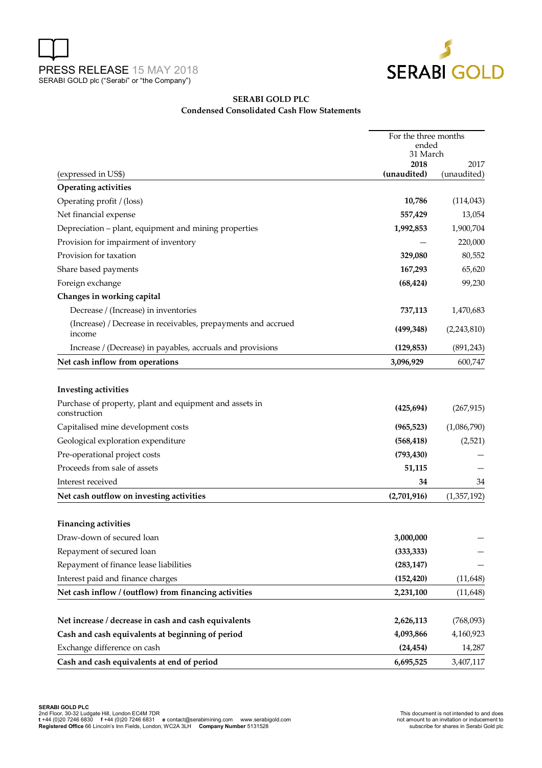PRESS RELEASE 15 MAY 2018
SERABI GOLD plc ("Serabi" or "the Company")

## SERABI GOLD PLC
### Condensed Consolidated Cash Flow Statements

| (expressed in US$) | For the three months ended 31 March 2018 (unaudited) | 2017 (unaudited) |
|---|---|---|
| **Operating activities** | | |
| Operating profit / (loss) | **10,786** | (114,043) |
| Net financial expense | **557,429** | 13,054 |
| Depreciation – plant, equipment and mining properties | **1,992,853** | 1,900,704 |
| Provision for impairment of inventory | — | 220,000 |
| Provision for taxation | **329,080** | 80,552 |
| Share based payments | **167,293** | 65,620 |
| Foreign exchange | **(68,424)** | 99,230 |
| **Changes in working capital** | | |
| Decrease / (Increase) in inventories | **737,113** | 1,470,683 |
| (Increase) / Decrease in receivables, prepayments and accrued income | **(499,348)** | (2,243,810) |
| Increase / (Decrease) in payables, accruals and provisions | **(129,853)** | (891,243) |
| **Net cash inflow from operations** | **3,096,929** | 600,747 |
| | | |
| **Investing activities** | | |
| Purchase of property, plant and equipment and assets in construction | **(425,694)** | (267,915) |
| Capitalised mine development costs | **(965,523)** | (1,086,790) |
| Geological exploration expenditure | **(568,418)** | (2,521) |
| Pre-operational project costs | **(793,430)** | — |
| Proceeds from sale of assets | **51,115** | — |
| Interest received | **34** | 34 |
| **Net cash outflow on investing activities** | **(2,701,916)** | (1,357,192) |
| | | |
| **Financing activities** | | |
| Draw-down of secured loan | **3,000,000** | — |
| Repayment of secured loan | **(333,333)** | — |
| Repayment of finance lease liabilities | **(283,147)** | — |
| Interest paid and finance charges | **(152,420)** | (11,648) |
| **Net cash inflow / (outflow) from financing activities** | **2,231,100** | (11,648) |
| | | |
| **Net increase / decrease in cash and cash equivalents** | **2,626,113** | (768,093) |
| **Cash and cash equivalents at beginning of period** | **4,093,866** | 4,160,923 |
| Exchange difference on cash | **(24,454)** | 14,287 |
| **Cash and cash equivalents at end of period** | **6,695,525** | 3,407,117 |

**SERABI GOLD PLC**
2nd Floor, 30-32 Ludgate Hill, London EC4M 7DR
**t** +44 (0)20 7246 6830 **f** +44 (0)20 7246 6831 **e** contact@serabimining.com www.serabigold.com
**Registered Office** 66 Lincoln's Inn Fields, London, WC2A 3LH **Company Number** 5131528

This document is not intended to and does not amount to an invitation or inducement to subscribe for shares in Serabi Gold plc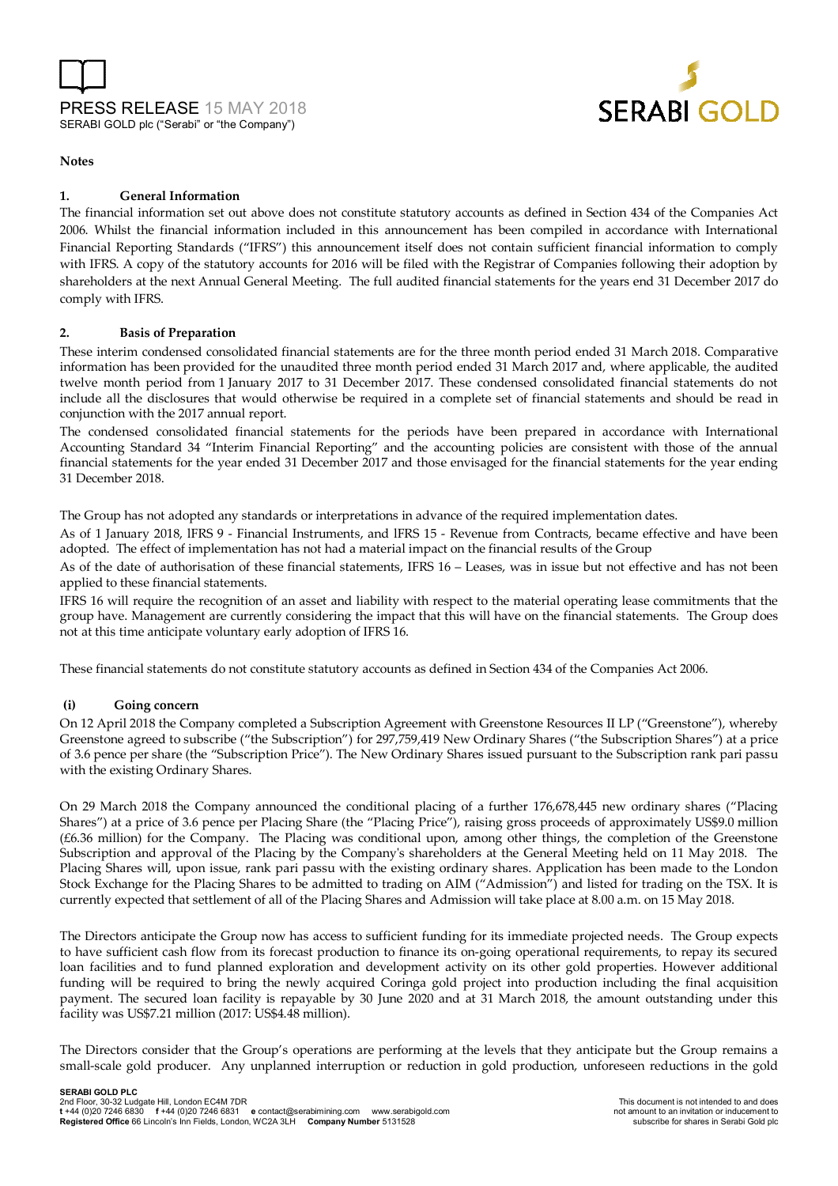**Notes**

**1. General Information**

The financial information set out above does not constitute statutory accounts as defined in Section 434 of the Companies Act 2006. Whilst the financial information included in this announcement has been compiled in accordance with International Financial Reporting Standards ("IFRS") this announcement itself does not contain sufficient financial information to comply with IFRS. A copy of the statutory accounts for 2016 will be filed with the Registrar of Companies following their adoption by shareholders at the next Annual General Meeting. The full audited financial statements for the years end 31 December 2017 do comply with IFRS.

**2. Basis of Preparation**

These interim condensed consolidated financial statements are for the three month period ended 31 March 2018. Comparative information has been provided for the unaudited three month period ended 31 March 2017 and, where applicable, the audited twelve month period from 1 January 2017 to 31 December 2017. These condensed consolidated financial statements do not include all the disclosures that would otherwise be required in a complete set of financial statements and should be read in conjunction with the 2017 annual report.

The condensed consolidated financial statements for the periods have been prepared in accordance with International Accounting Standard 34 "Interim Financial Reporting" and the accounting policies are consistent with those of the annual financial statements for the year ended 31 December 2017 and those envisaged for the financial statements for the year ending 31 December 2018.

The Group has not adopted any standards or interpretations in advance of the required implementation dates.

As of 1 January 2018, IFRS 9 - Financial Instruments, and IFRS 15 - Revenue from Contracts, became effective and have been adopted. The effect of implementation has not had a material impact on the financial results of the Group

As of the date of authorisation of these financial statements, IFRS 16 – Leases, was in issue but not effective and has not been applied to these financial statements.

IFRS 16 will require the recognition of an asset and liability with respect to the material operating lease commitments that the group have. Management are currently considering the impact that this will have on the financial statements. The Group does not at this time anticipate voluntary early adoption of IFRS 16.

These financial statements do not constitute statutory accounts as defined in Section 434 of the Companies Act 2006.

**(i) Going concern**

On 12 April 2018 the Company completed a Subscription Agreement with Greenstone Resources II LP ("Greenstone"), whereby Greenstone agreed to subscribe ("the Subscription") for 297,759,419 New Ordinary Shares ("the Subscription Shares") at a price of 3.6 pence per share (the "Subscription Price"). The New Ordinary Shares issued pursuant to the Subscription rank pari passu with the existing Ordinary Shares.

On 29 March 2018 the Company announced the conditional placing of a further 176,678,445 new ordinary shares ("Placing Shares") at a price of 3.6 pence per Placing Share (the "Placing Price"), raising gross proceeds of approximately US$9.0 million (£6.36 million) for the Company. The Placing was conditional upon, among other things, the completion of the Greenstone Subscription and approval of the Placing by the Company's shareholders at the General Meeting held on 11 May 2018. The Placing Shares will, upon issue, rank pari passu with the existing ordinary shares. Application has been made to the London Stock Exchange for the Placing Shares to be admitted to trading on AIM ("Admission") and listed for trading on the TSX. It is currently expected that settlement of all of the Placing Shares and Admission will take place at 8.00 a.m. on 15 May 2018.

The Directors anticipate the Group now has access to sufficient funding for its immediate projected needs. The Group expects to have sufficient cash flow from its forecast production to finance its on-going operational requirements, to repay its secured loan facilities and to fund planned exploration and development activity on its other gold properties. However additional funding will be required to bring the newly acquired Coringa gold project into production including the final acquisition payment. The secured loan facility is repayable by 30 June 2020 and at 31 March 2018, the amount outstanding under this facility was US$7.21 million (2017: US$4.48 million).

The Directors consider that the Group's operations are performing at the levels that they anticipate but the Group remains a small-scale gold producer. Any unplanned interruption or reduction in gold production, unforeseen reductions in the gold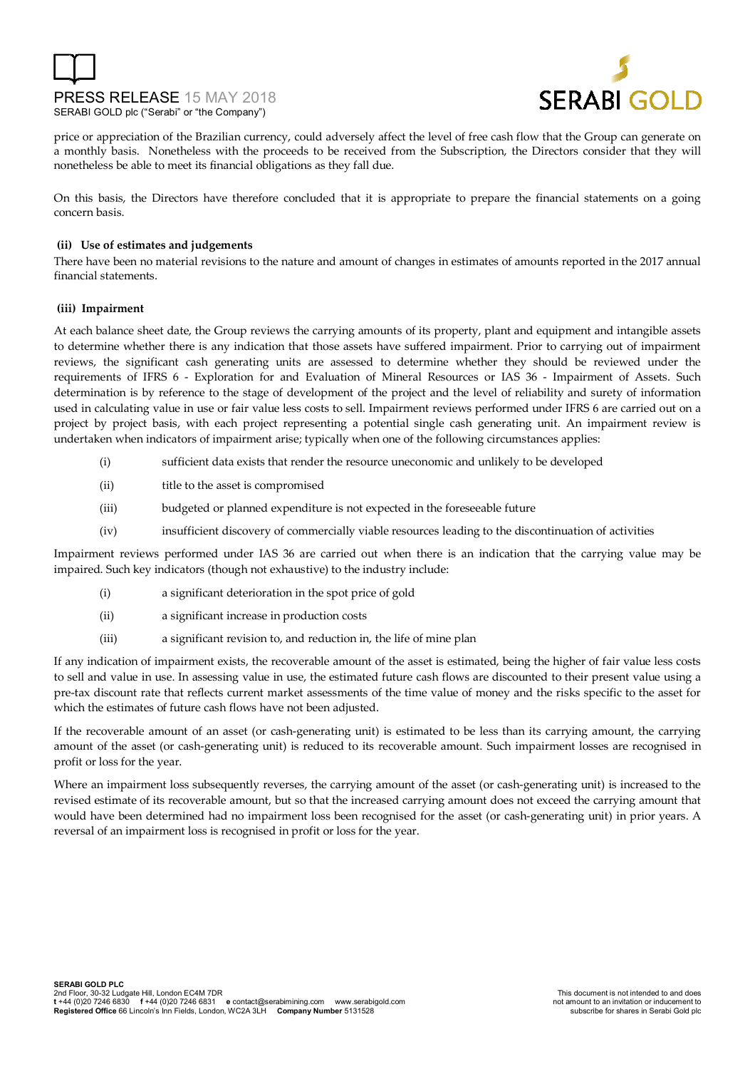price or appreciation of the Brazilian currency, could adversely affect the level of free cash flow that the Group can generate on a monthly basis. Nonetheless with the proceeds to be received from the Subscription, the Directors consider that they will nonetheless be able to meet its financial obligations as they fall due.

On this basis, the Directors have therefore concluded that it is appropriate to prepare the financial statements on a going concern basis.

**(ii) Use of estimates and judgements**

There have been no material revisions to the nature and amount of changes in estimates of amounts reported in the 2017 annual financial statements.

**(iii) Impairment**

At each balance sheet date, the Group reviews the carrying amounts of its property, plant and equipment and intangible assets to determine whether there is any indication that those assets have suffered impairment. Prior to carrying out of impairment reviews, the significant cash generating units are assessed to determine whether they should be reviewed under the requirements of IFRS 6 - Exploration for and Evaluation of Mineral Resources or IAS 36 - Impairment of Assets. Such determination is by reference to the stage of development of the project and the level of reliability and surety of information used in calculating value in use or fair value less costs to sell. Impairment reviews performed under IFRS 6 are carried out on a project by project basis, with each project representing a potential single cash generating unit. An impairment review is undertaken when indicators of impairment arise; typically when one of the following circumstances applies:

(i) sufficient data exists that render the resource uneconomic and unlikely to be developed

(ii) title to the asset is compromised

(iii) budgeted or planned expenditure is not expected in the foreseeable future

(iv) insufficient discovery of commercially viable resources leading to the discontinuation of activities

Impairment reviews performed under IAS 36 are carried out when there is an indication that the carrying value may be impaired. Such key indicators (though not exhaustive) to the industry include:

(i) a significant deterioration in the spot price of gold

(ii) a significant increase in production costs

(iii) a significant revision to, and reduction in, the life of mine plan

If any indication of impairment exists, the recoverable amount of the asset is estimated, being the higher of fair value less costs to sell and value in use. In assessing value in use, the estimated future cash flows are discounted to their present value using a pre-tax discount rate that reflects current market assessments of the time value of money and the risks specific to the asset for which the estimates of future cash flows have not been adjusted.

If the recoverable amount of an asset (or cash-generating unit) is estimated to be less than its carrying amount, the carrying amount of the asset (or cash-generating unit) is reduced to its recoverable amount. Such impairment losses are recognised in profit or loss for the year.

Where an impairment loss subsequently reverses, the carrying amount of the asset (or cash-generating unit) is increased to the revised estimate of its recoverable amount, but so that the increased carrying amount does not exceed the carrying amount that would have been determined had no impairment loss been recognised for the asset (or cash-generating unit) in prior years. A reversal of an impairment loss is recognised in profit or loss for the year.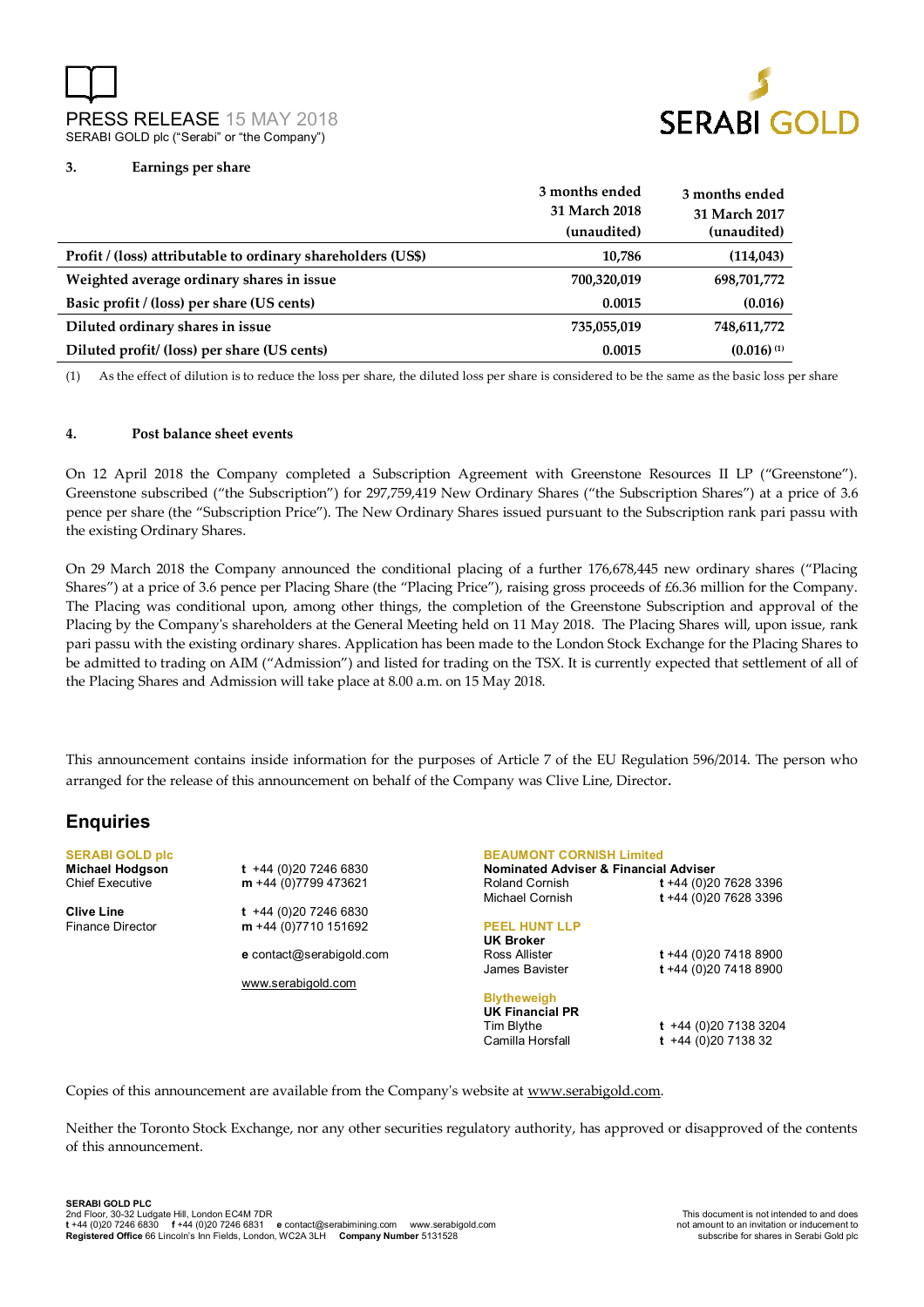### 3. Earnings per share

| | 3 months ended 31 March 2018 (unaudited) | 3 months ended 31 March 2017 (unaudited) |
|---|---|---|
| **Profit / (loss) attributable to ordinary shareholders (US$)** | **10,786** | **(114,043)** |
| **Weighted average ordinary shares in issue** | **700,320,019** | **698,701,772** |
| **Basic profit / (loss) per share (US cents)** | **0.0015** | **(0.016)** |
| **Diluted ordinary shares in issue** | **735,055,019** | **748,611,772** |
| **Diluted profit/ (loss) per share (US cents)** | **0.0015** | **(0.016)** [1] |

(1) As the effect of dilution is to reduce the loss per share, the diluted loss per share is considered to be the same as the basic loss per share

### 4. Post balance sheet events

On 12 April 2018 the Company completed a Subscription Agreement with Greenstone Resources II LP ("Greenstone"). Greenstone subscribed ("the Subscription") for 297,759,419 New Ordinary Shares ("the Subscription Shares") at a price of 3.6 pence per share (the "Subscription Price"). The New Ordinary Shares issued pursuant to the Subscription rank pari passu with the existing Ordinary Shares.

On 29 March 2018 the Company announced the conditional placing of a further 176,678,445 new ordinary shares ("Placing Shares") at a price of 3.6 pence per Placing Share (the "Placing Price"), raising gross proceeds of £6.36 million for the Company. The Placing was conditional upon, among other things, the completion of the Greenstone Subscription and approval of the Placing by the Company's shareholders at the General Meeting held on 11 May 2018. The Placing Shares will, upon issue, rank pari passu with the existing ordinary shares. Application has been made to the London Stock Exchange for the Placing Shares to be admitted to trading on AIM ("Admission") and listed for trading on the TSX. It is currently expected that settlement of all of the Placing Shares and Admission will take place at 8.00 a.m. on 15 May 2018.

This announcement contains inside information for the purposes of Article 7 of the EU Regulation 596/2014. The person who arranged for the release of this announcement on behalf of the Company was Clive Line, Director.

## Enquiries

**SERABI GOLD plc**

**Michael Hodgson** — **t** +44 (0)20 7246 6830
Chief Executive — **m** +44 (0)7799 473621

**Clive Line** — **t** +44 (0)20 7246 6830
Finance Director — **m** +44 (0)7710 151692

**e** contact@serabigold.com

www.serabigold.com

**BEAUMONT CORNISH Limited**
**Nominated Adviser & Financial Adviser**
Roland Cornish — **t** +44 (0)20 7628 3396
Michael Cornish — **t** +44 (0)20 7628 3396

**PEEL HUNT LLP**
**UK Broker**
Ross Allister — **t** +44 (0)20 7418 8900
James Bavister — **t** +44 (0)20 7418 8900

**Blytheweigh**
**UK Financial PR**
Tim Blythe — **t** +44 (0)20 7138 3204
Camilla Horsfall — **t** +44 (0)20 7138 32

Copies of this announcement are available from the Company's website at www.serabigold.com.

Neither the Toronto Stock Exchange, nor any other securities regulatory authority, has approved or disapproved of the contents of this announcement.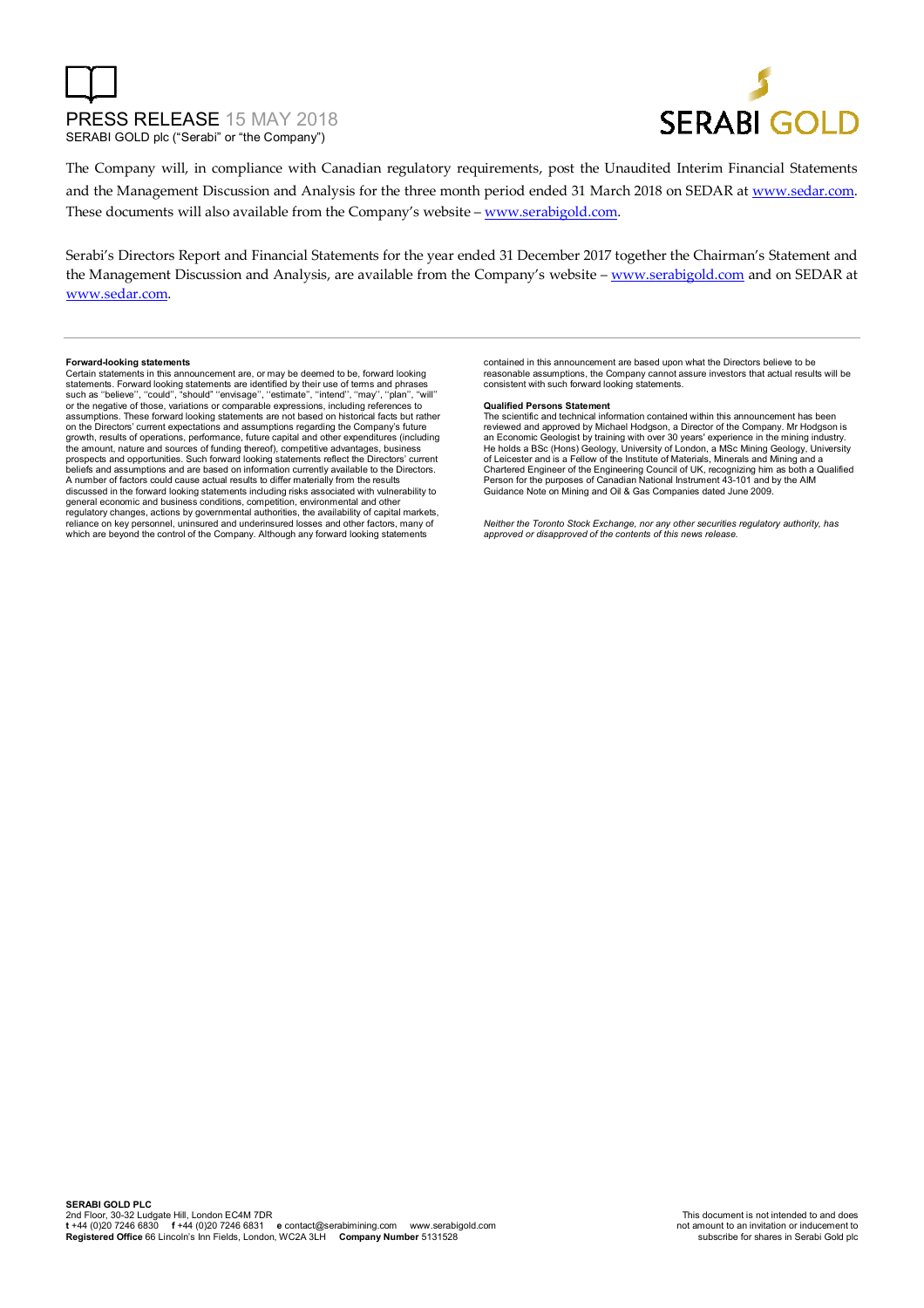The Company will, in compliance with Canadian regulatory requirements, post the Unaudited Interim Financial Statements and the Management Discussion and Analysis for the three month period ended 31 March 2018 on SEDAR at www.sedar.com. These documents will also available from the Company's website – www.serabigold.com.

Serabi's Directors Report and Financial Statements for the year ended 31 December 2017 together the Chairman's Statement and the Management Discussion and Analysis, are available from the Company's website – www.serabigold.com and on SEDAR at www.sedar.com.

**Forward-looking statements**

Certain statements in this announcement are, or may be deemed to be, forward looking statements. Forward looking statements are identified by their use of terms and phrases such as ''believe'', ''could'', "should" ''envisage'', ''estimate'', ''intend'', ''may'', ''plan'', ''will'' or the negative of those, variations or comparable expressions, including references to assumptions. These forward looking statements are not based on historical facts but rather on the Directors' current expectations and assumptions regarding the Company's future growth, results of operations, performance, future capital and other expenditures (including the amount, nature and sources of funding thereof), competitive advantages, business prospects and opportunities. Such forward looking statements reflect the Directors' current beliefs and assumptions and are based on information currently available to the Directors. A number of factors could cause actual results to differ materially from the results discussed in the forward looking statements including risks associated with vulnerability to general economic and business conditions, competition, environmental and other regulatory changes, actions by governmental authorities, the availability of capital markets, reliance on key personnel, uninsured and underinsured losses and other factors, many of which are beyond the control of the Company. Although any forward looking statements contained in this announcement are based upon what the Directors believe to be reasonable assumptions, the Company cannot assure investors that actual results will be consistent with such forward looking statements.

**Qualified Persons Statement**

The scientific and technical information contained within this announcement has been reviewed and approved by Michael Hodgson, a Director of the Company. Mr Hodgson is an Economic Geologist by training with over 30 years' experience in the mining industry. He holds a BSc (Hons) Geology, University of London, a MSc Mining Geology, University of Leicester and is a Fellow of the Institute of Materials, Minerals and Mining and a Chartered Engineer of the Engineering Council of UK, recognizing him as both a Qualified Person for the purposes of Canadian National Instrument 43-101 and by the AIM Guidance Note on Mining and Oil & Gas Companies dated June 2009.

*Neither the Toronto Stock Exchange, nor any other securities regulatory authority, has approved or disapproved of the contents of this news release.*